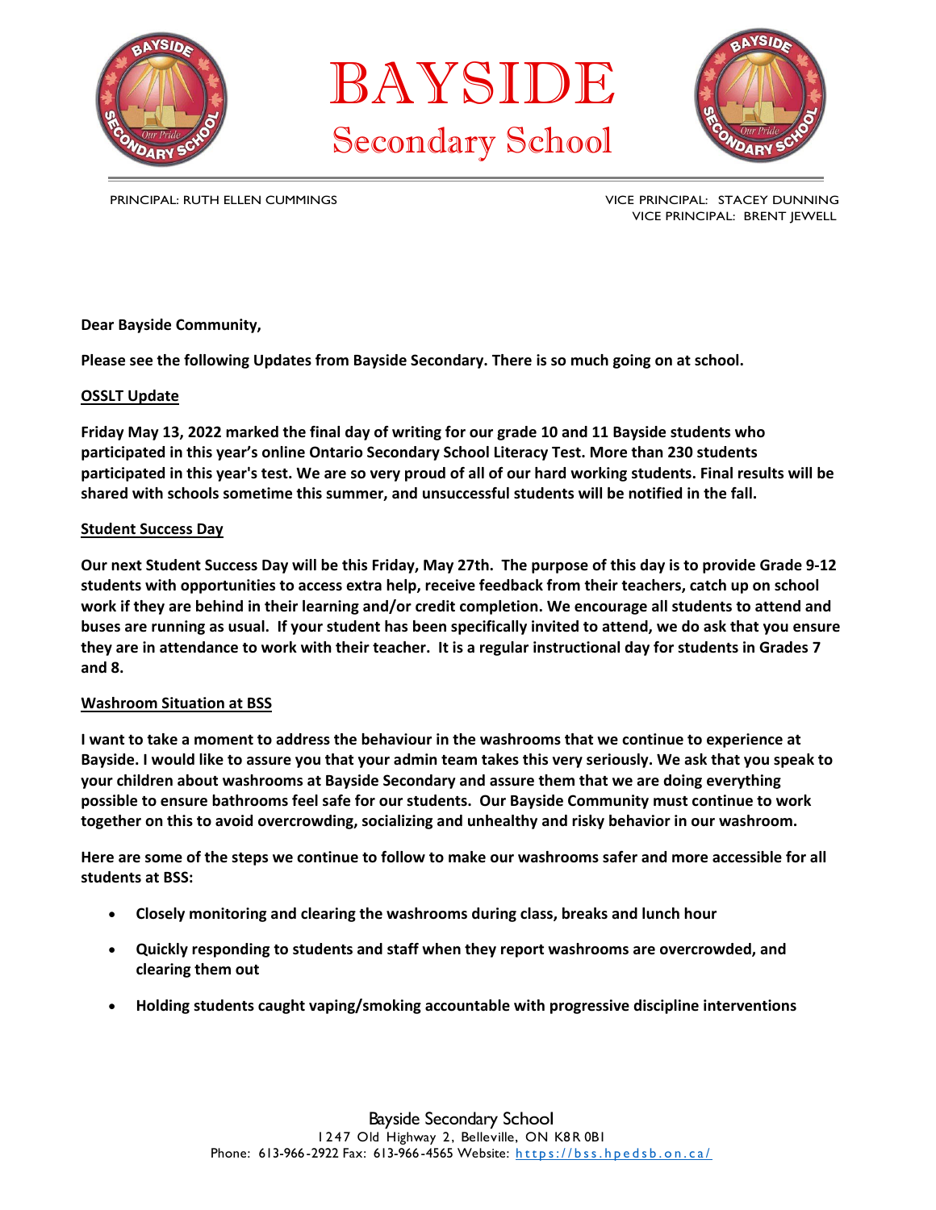# BAYSIDE
## Secondary School

PRINCIPAL: RUTH ELLEN CUMMINGS

VICE PRINCIPAL: STACEY DUNNING
VICE PRINCIPAL: BRENT JEWELL

**Dear Bayside Community,**

**Please see the following Updates from Bayside Secondary. There is so much going on at school.**

### OSSLT Update

**Friday May 13, 2022 marked the final day of writing for our grade 10 and 11 Bayside students who participated in this year's online Ontario Secondary School Literacy Test. More than 230 students participated in this year's test. We are so very proud of all of our hard working students. Final results will be shared with schools sometime this summer, and unsuccessful students will be notified in the fall.**

### Student Success Day

**Our next Student Success Day will be this Friday, May 27th. The purpose of this day is to provide Grade 9-12 students with opportunities to access extra help, receive feedback from their teachers, catch up on school work if they are behind in their learning and/or credit completion. We encourage all students to attend and buses are running as usual. If your student has been specifically invited to attend, we do ask that you ensure they are in attendance to work with their teacher. It is a regular instructional day for students in Grades 7 and 8.**

### Washroom Situation at BSS

**I want to take a moment to address the behaviour in the washrooms that we continue to experience at Bayside. I would like to assure you that your admin team takes this very seriously. We ask that you speak to your children about washrooms at Bayside Secondary and assure them that we are doing everything possible to ensure bathrooms feel safe for our students. Our Bayside Community must continue to work together on this to avoid overcrowding, socializing and unhealthy and risky behavior in our washroom.**

**Here are some of the steps we continue to follow to make our washrooms safer and more accessible for all students at BSS:**

- **Closely monitoring and clearing the washrooms during class, breaks and lunch hour**
- **Quickly responding to students and staff when they report washrooms are overcrowded, and clearing them out**
- **Holding students caught vaping/smoking accountable with progressive discipline interventions**

Bayside Secondary School
1247 Old Highway 2, Belleville, ON K8R 0B1
Phone: 613-966-2922 Fax: 613-966-4565 Website: https://bss.hpedsb.on.ca/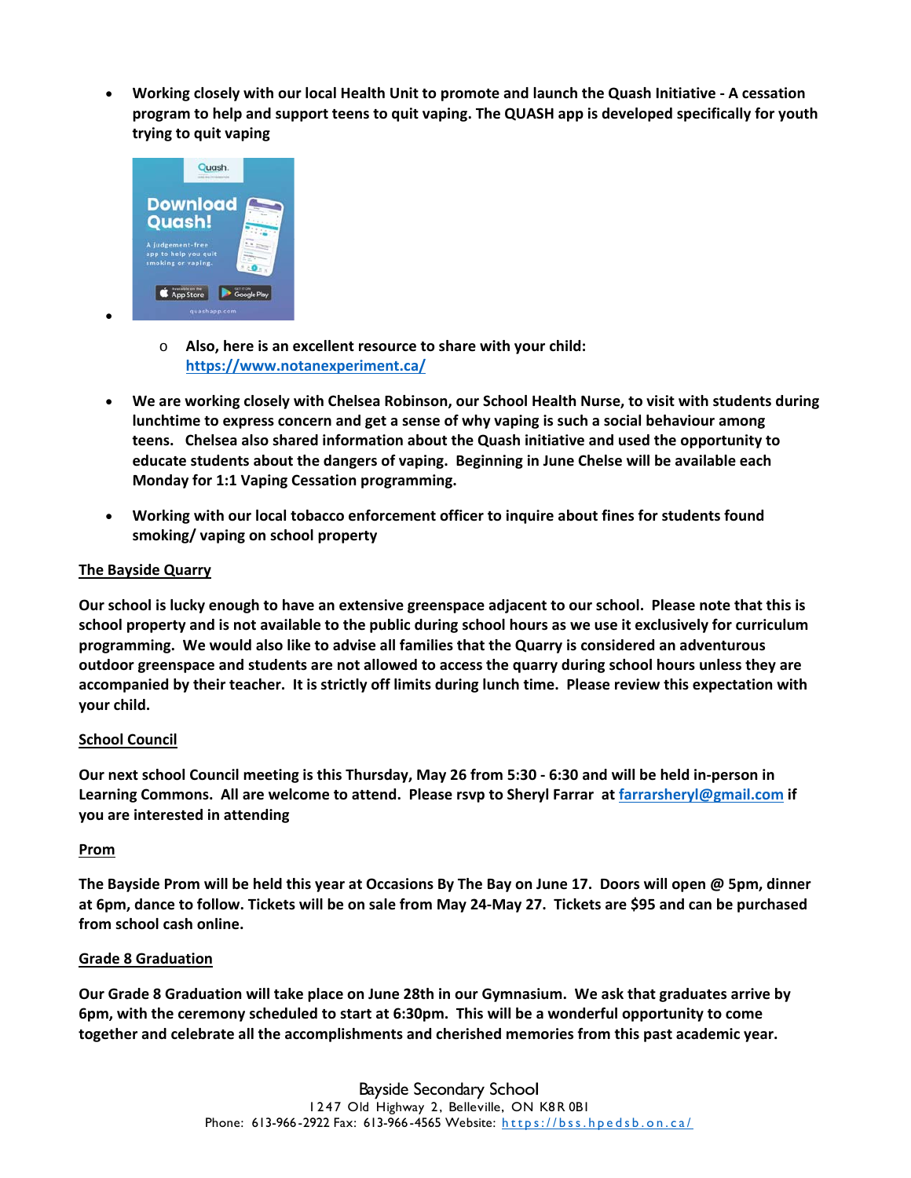- **Working closely with our local Health Unit to promote and launch the Quash Initiative - A cessation program to help and support teens to quit vaping. The QUASH app is developed specifically for youth trying to quit vaping**
-
    - **Also, here is an excellent resource to share with your child: [https://www.notanexperiment.ca/](https://www.notanexperiment.ca/)**
- **We are working closely with Chelsea Robinson, our School Health Nurse, to visit with students during lunchtime to express concern and get a sense of why vaping is such a social behaviour among teens. Chelsea also shared information about the Quash initiative and used the opportunity to educate students about the dangers of vaping. Beginning in June Chelse will be available each Monday for 1:1 Vaping Cessation programming.**
- **Working with our local tobacco enforcement officer to inquire about fines for students found smoking/ vaping on school property**

**<u>The Bayside Quarry</u>**

**Our school is lucky enough to have an extensive greenspace adjacent to our school. Please note that this is school property and is not available to the public during school hours as we use it exclusively for curriculum programming. We would also like to advise all families that the Quarry is considered an adventurous outdoor greenspace and students are not allowed to access the quarry during school hours unless they are accompanied by their teacher. It is strictly off limits during lunch time. Please review this expectation with your child.**

**<u>School Council</u>**

**Our next school Council meeting is this Thursday, May 26 from 5:30 - 6:30 and will be held in-person in Learning Commons. All are welcome to attend. Please rsvp to Sheryl Farrar at [farrarsheryl@gmail.com](mailto:farrarsheryl@gmail.com) if you are interested in attending**

**<u>Prom</u>**

**The Bayside Prom will be held this year at Occasions By The Bay on June 17. Doors will open @ 5pm, dinner at 6pm, dance to follow. Tickets will be on sale from May 24-May 27. Tickets are $95 and can be purchased from school cash online.**

**<u>Grade 8 Graduation</u>**

**Our Grade 8 Graduation will take place on June 28th in our Gymnasium. We ask that graduates arrive by 6pm, with the ceremony scheduled to start at 6:30pm. This will be a wonderful opportunity to come together and celebrate all the accomplishments and cherished memories from this past academic year.**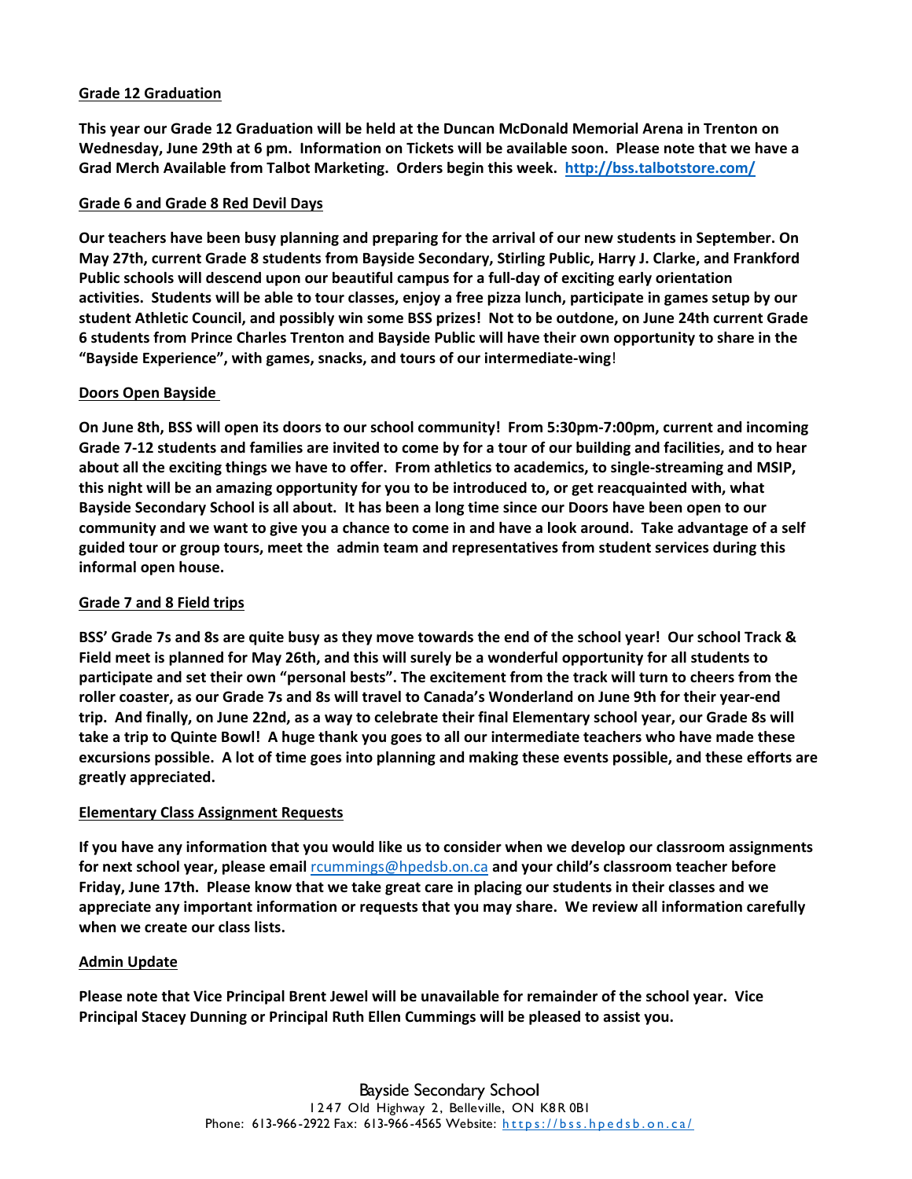## Grade 12 Graduation

**This year our Grade 12 Graduation will be held at the Duncan McDonald Memorial Arena in Trenton on Wednesday, June 29th at 6 pm. Information on Tickets will be available soon. Please note that we have a Grad Merch Available from Talbot Marketing. Orders begin this week. http://bss.talbotstore.com/**

## Grade 6 and Grade 8 Red Devil Days

**Our teachers have been busy planning and preparing for the arrival of our new students in September. On May 27th, current Grade 8 students from Bayside Secondary, Stirling Public, Harry J. Clarke, and Frankford Public schools will descend upon our beautiful campus for a full-day of exciting early orientation activities. Students will be able to tour classes, enjoy a free pizza lunch, participate in games setup by our student Athletic Council, and possibly win some BSS prizes! Not to be outdone, on June 24th current Grade 6 students from Prince Charles Trenton and Bayside Public will have their own opportunity to share in the "Bayside Experience", with games, snacks, and tours of our intermediate-wing**!

## Doors Open Bayside

**On June 8th, BSS will open its doors to our school community! From 5:30pm-7:00pm, current and incoming Grade 7-12 students and families are invited to come by for a tour of our building and facilities, and to hear about all the exciting things we have to offer. From athletics to academics, to single-streaming and MSIP, this night will be an amazing opportunity for you to be introduced to, or get reacquainted with, what Bayside Secondary School is all about. It has been a long time since our Doors have been open to our community and we want to give you a chance to come in and have a look around. Take advantage of a self guided tour or group tours, meet the admin team and representatives from student services during this informal open house.**

## Grade 7 and 8 Field trips

**BSS' Grade 7s and 8s are quite busy as they move towards the end of the school year! Our school Track & Field meet is planned for May 26th, and this will surely be a wonderful opportunity for all students to participate and set their own "personal bests". The excitement from the track will turn to cheers from the roller coaster, as our Grade 7s and 8s will travel to Canada's Wonderland on June 9th for their year-end trip. And finally, on June 22nd, as a way to celebrate their final Elementary school year, our Grade 8s will take a trip to Quinte Bowl! A huge thank you goes to all our intermediate teachers who have made these excursions possible. A lot of time goes into planning and making these events possible, and these efforts are greatly appreciated.**

## Elementary Class Assignment Requests

**If you have any information that you would like us to consider when we develop our classroom assignments for next school year, please email** rcummings@hpedsb.on.ca **and your child's classroom teacher before Friday, June 17th. Please know that we take great care in placing our students in their classes and we appreciate any important information or requests that you may share. We review all information carefully when we create our class lists.**

## Admin Update

**Please note that Vice Principal Brent Jewel will be unavailable for remainder of the school year. Vice Principal Stacey Dunning or Principal Ruth Ellen Cummings will be pleased to assist you.**

Bayside Secondary School
1247 Old Highway 2, Belleville, ON K8R 0B1
Phone: 613-966-2922 Fax: 613-966-4565 Website: https://bss.hpedsb.on.ca/